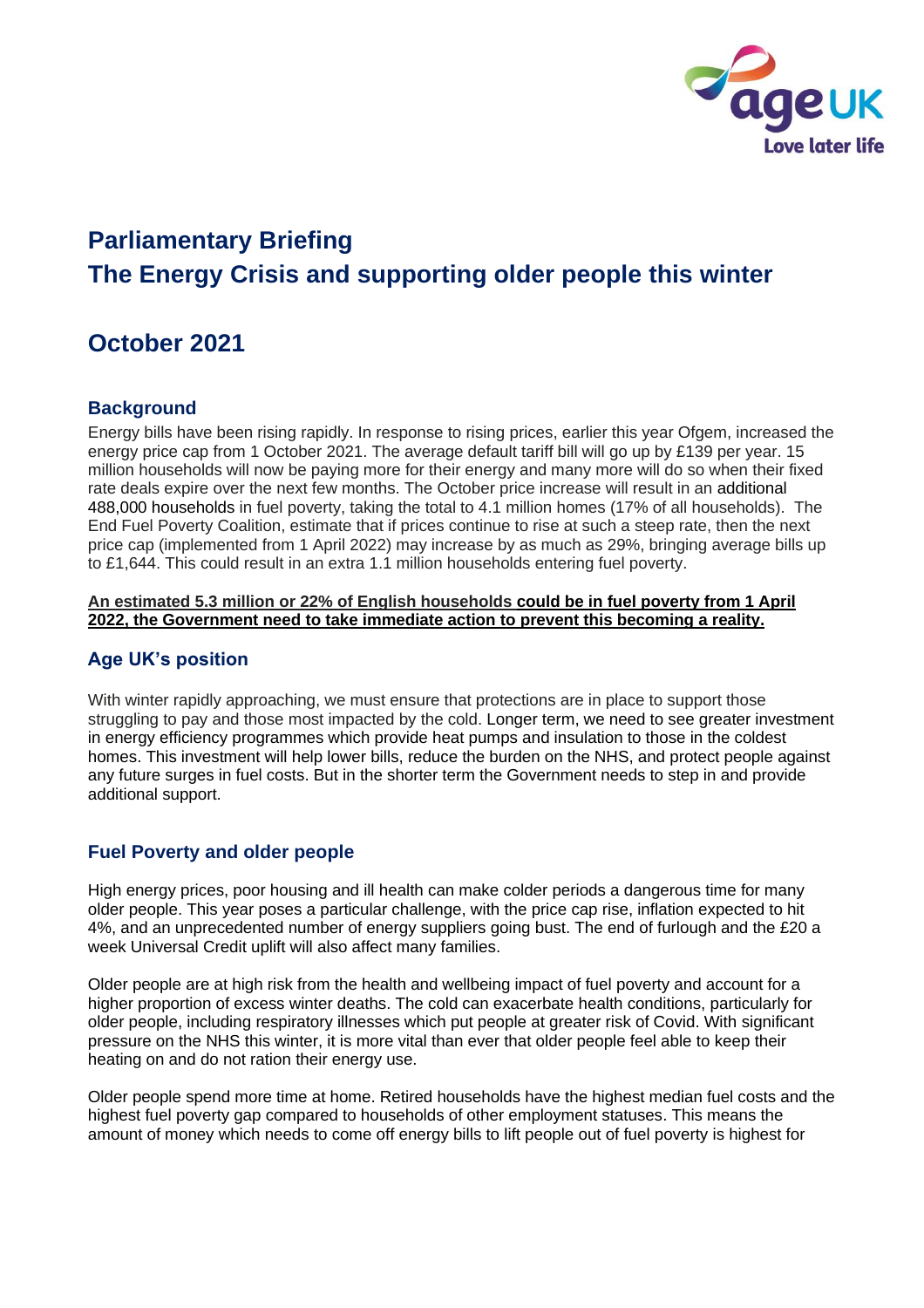# Parliamentary Briefing
# The Energy Crisis and supporting older people this winter

## October 2021

### Background

Energy bills have been rising rapidly. In response to rising prices, earlier this year Ofgem, increased the energy price cap from 1 October 2021. The average default tariff bill will go up by £139 per year. 15 million households will now be paying more for their energy and many more will do so when their fixed rate deals expire over the next few months. The October price increase will result in an additional 488,000 households in fuel poverty, taking the total to 4.1 million homes (17% of all households). The End Fuel Poverty Coalition, estimate that if prices continue to rise at such a steep rate, then the next price cap (implemented from 1 April 2022) may increase by as much as 29%, bringing average bills up to £1,644. This could result in an extra 1.1 million households entering fuel poverty.

**An estimated 5.3 million or 22% of English households could be in fuel poverty from 1 April 2022, the Government need to take immediate action to prevent this becoming a reality.**

### Age UK's position

With winter rapidly approaching, we must ensure that protections are in place to support those struggling to pay and those most impacted by the cold. Longer term, we need to see greater investment in energy efficiency programmes which provide heat pumps and insulation to those in the coldest homes. This investment will help lower bills, reduce the burden on the NHS, and protect people against any future surges in fuel costs. But in the shorter term the Government needs to step in and provide additional support.

### Fuel Poverty and older people

High energy prices, poor housing and ill health can make colder periods a dangerous time for many older people. This year poses a particular challenge, with the price cap rise, inflation expected to hit 4%, and an unprecedented number of energy suppliers going bust. The end of furlough and the £20 a week Universal Credit uplift will also affect many families.

Older people are at high risk from the health and wellbeing impact of fuel poverty and account for a higher proportion of excess winter deaths. The cold can exacerbate health conditions, particularly for older people, including respiratory illnesses which put people at greater risk of Covid. With significant pressure on the NHS this winter, it is more vital than ever that older people feel able to keep their heating on and do not ration their energy use.

Older people spend more time at home. Retired households have the highest median fuel costs and the highest fuel poverty gap compared to households of other employment statuses. This means the amount of money which needs to come off energy bills to lift people out of fuel poverty is highest for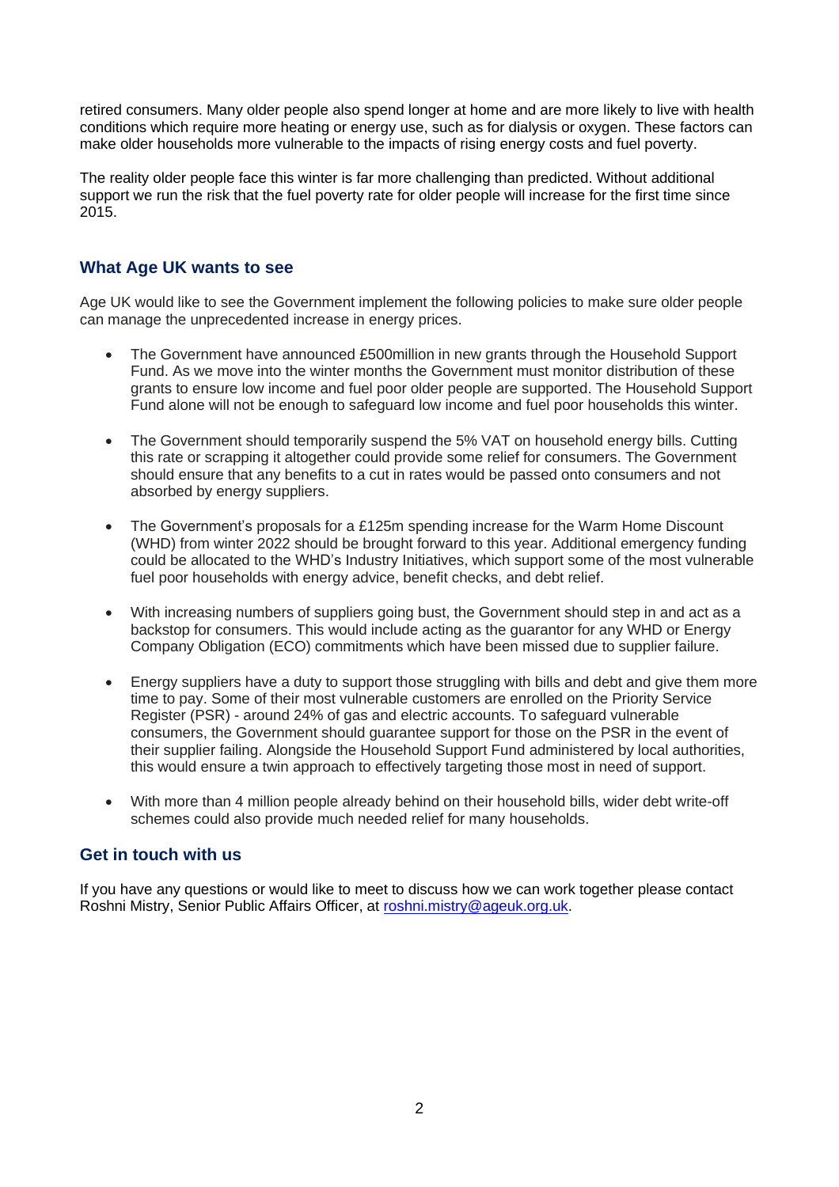retired consumers. Many older people also spend longer at home and are more likely to live with health conditions which require more heating or energy use, such as for dialysis or oxygen. These factors can make older households more vulnerable to the impacts of rising energy costs and fuel poverty.

The reality older people face this winter is far more challenging than predicted. Without additional support we run the risk that the fuel poverty rate for older people will increase for the first time since 2015.

## What Age UK wants to see

Age UK would like to see the Government implement the following policies to make sure older people can manage the unprecedented increase in energy prices.

- The Government have announced £500million in new grants through the Household Support Fund. As we move into the winter months the Government must monitor distribution of these grants to ensure low income and fuel poor older people are supported. The Household Support Fund alone will not be enough to safeguard low income and fuel poor households this winter.

- The Government should temporarily suspend the 5% VAT on household energy bills. Cutting this rate or scrapping it altogether could provide some relief for consumers. The Government should ensure that any benefits to a cut in rates would be passed onto consumers and not absorbed by energy suppliers.

- The Government's proposals for a £125m spending increase for the Warm Home Discount (WHD) from winter 2022 should be brought forward to this year. Additional emergency funding could be allocated to the WHD's Industry Initiatives, which support some of the most vulnerable fuel poor households with energy advice, benefit checks, and debt relief.

- With increasing numbers of suppliers going bust, the Government should step in and act as a backstop for consumers. This would include acting as the guarantor for any WHD or Energy Company Obligation (ECO) commitments which have been missed due to supplier failure.

- Energy suppliers have a duty to support those struggling with bills and debt and give them more time to pay. Some of their most vulnerable customers are enrolled on the Priority Service Register (PSR) - around 24% of gas and electric accounts. To safeguard vulnerable consumers, the Government should guarantee support for those on the PSR in the event of their supplier failing. Alongside the Household Support Fund administered by local authorities, this would ensure a twin approach to effectively targeting those most in need of support.

- With more than 4 million people already behind on their household bills, wider debt write-off schemes could also provide much needed relief for many households.

## Get in touch with us

If you have any questions or would like to meet to discuss how we can work together please contact Roshni Mistry, Senior Public Affairs Officer, at roshni.mistry@ageuk.org.uk.